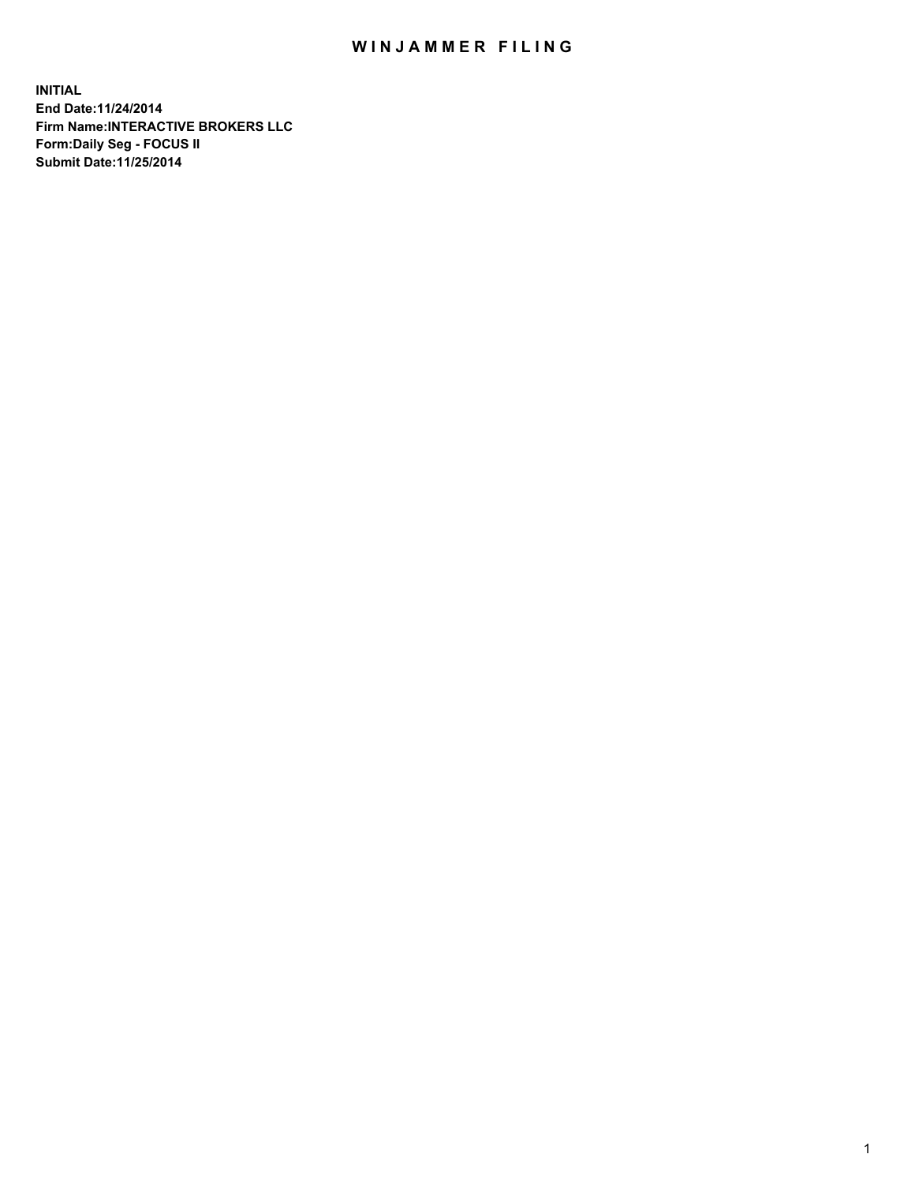# WINJAMMER FILING

**INITIAL**
**End Date:11/24/2014**
**Firm Name:INTERACTIVE BROKERS LLC**
**Form:Daily Seg - FOCUS II**
**Submit Date:11/25/2014**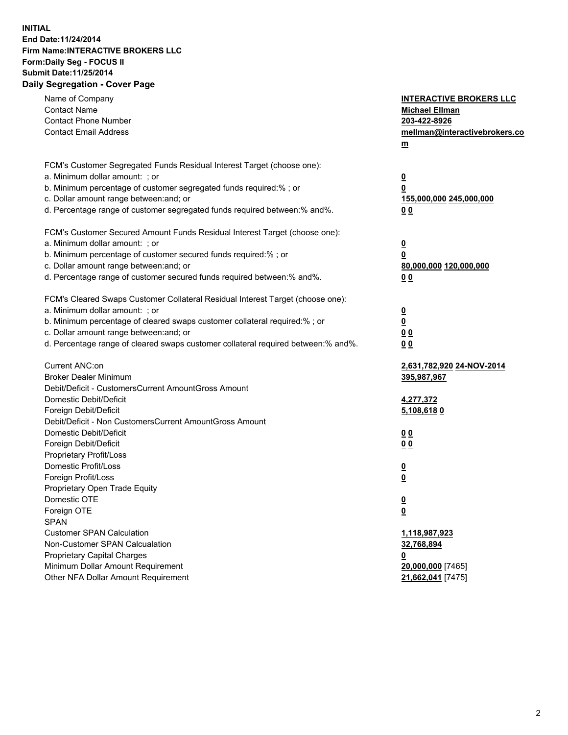**INITIAL**
**End Date:11/24/2014**
**Firm Name:INTERACTIVE BROKERS LLC**
**Form:Daily Seg - FOCUS II**
**Submit Date:11/25/2014**

## Daily Segregation - Cover Page

| | |
|---|---|
| Name of Company | **INTERACTIVE BROKERS LLC** |
| Contact Name | **Michael Ellman** |
| Contact Phone Number | **203-422-8926** |
| Contact Email Address | **mellman@interactivebrokers.com** |
| | |
| FCM's Customer Segregated Funds Residual Interest Target (choose one): | |
| a. Minimum dollar amount: ; or | **0** |
| b. Minimum percentage of customer segregated funds required:% ; or | **0** |
| c. Dollar amount range between:and; or | **155,000,000** **245,000,000** |
| d. Percentage range of customer segregated funds required between:% and%. | **0** **0** |
| | |
| FCM's Customer Secured Amount Funds Residual Interest Target (choose one): | |
| a. Minimum dollar amount: ; or | **0** |
| b. Minimum percentage of customer secured funds required:% ; or | **0** |
| c. Dollar amount range between:and; or | **80,000,000** **120,000,000** |
| d. Percentage range of customer secured funds required between:% and%. | **0** **0** |
| | |
| FCM's Cleared Swaps Customer Collateral Residual Interest Target (choose one): | |
| a. Minimum dollar amount: ; or | **0** |
| b. Minimum percentage of cleared swaps customer collateral required:% ; or | **0** |
| c. Dollar amount range between:and; or | **0** **0** |
| d. Percentage range of cleared swaps customer collateral required between:% and%. | **0** **0** |
| | |
| Current ANC:on | **2,631,782,920** **24-NOV-2014** |
| Broker Dealer Minimum | **395,987,967** |
| Debit/Deficit - CustomersCurrent AmountGross Amount | |
| Domestic Debit/Deficit | **4,277,372** |
| Foreign Debit/Deficit | **5,108,618** **0** |
| Debit/Deficit - Non CustomersCurrent AmountGross Amount | |
| Domestic Debit/Deficit | **0** **0** |
| Foreign Debit/Deficit | **0** **0** |
| Proprietary Profit/Loss | |
| Domestic Profit/Loss | **0** |
| Foreign Profit/Loss | **0** |
| Proprietary Open Trade Equity | |
| Domestic OTE | **0** |
| Foreign OTE | **0** |
| SPAN | |
| Customer SPAN Calculation | **1,118,987,923** |
| Non-Customer SPAN Calcualation | **32,768,894** |
| Proprietary Capital Charges | **0** |
| Minimum Dollar Amount Requirement | **20,000,000** [7465] |
| Other NFA Dollar Amount Requirement | **21,662,041** [7475] |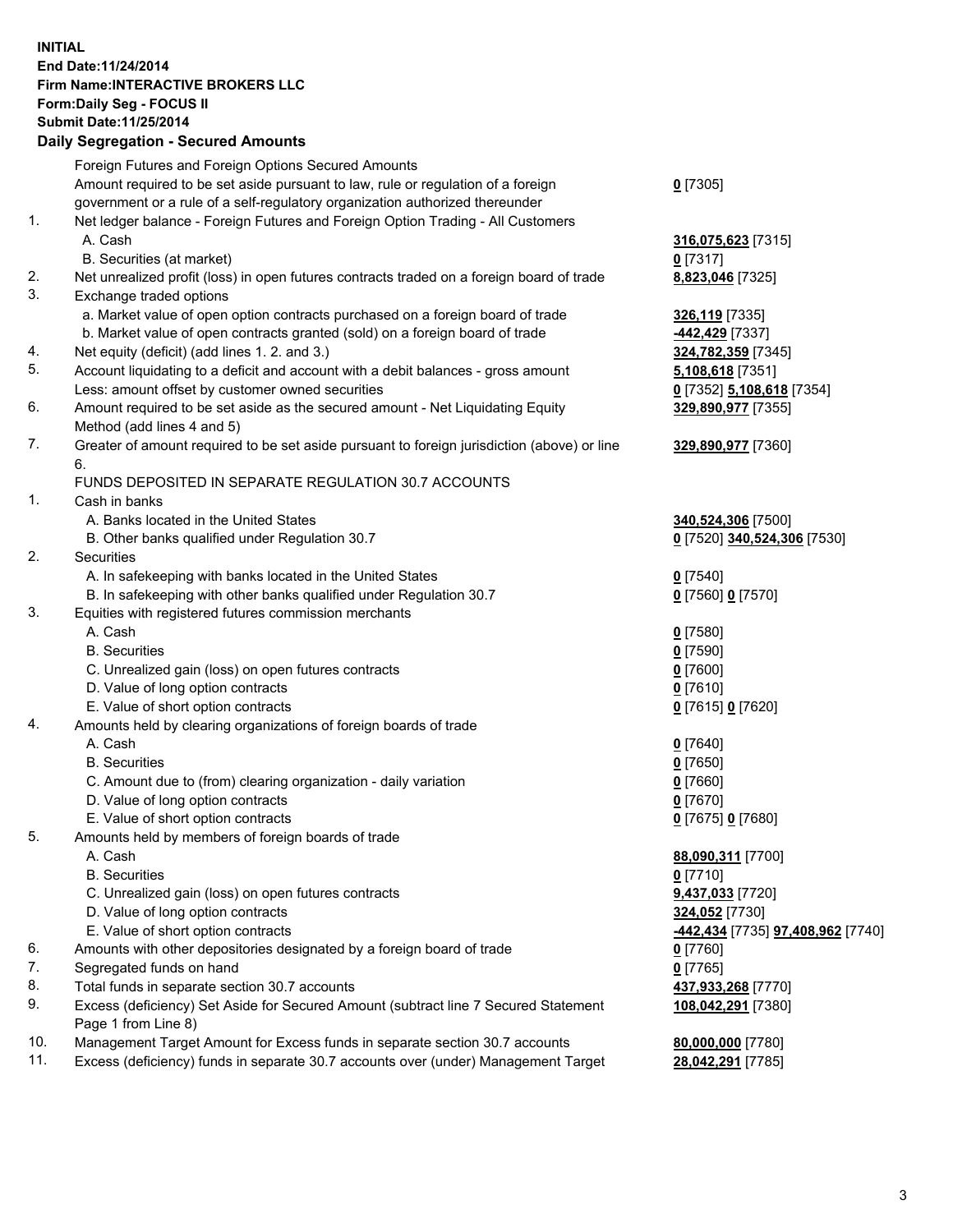**INITIAL**
**End Date:11/24/2014**
**Firm Name:INTERACTIVE BROKERS LLC**
**Form:Daily Seg - FOCUS II**
**Submit Date:11/25/2014**

## Daily Segregation - Secured Amounts

| | | |
|---|---|---|
| | Foreign Futures and Foreign Options Secured Amounts | |
| | Amount required to be set aside pursuant to law, rule or regulation of a foreign government or a rule of a self-regulatory organization authorized thereunder | **0** [7305] |
| 1. | Net ledger balance - Foreign Futures and Foreign Option Trading - All Customers | |
| | A. Cash | **316,075,623** [7315] |
| | B. Securities (at market) | **0** [7317] |
| 2. | Net unrealized profit (loss) in open futures contracts traded on a foreign board of trade | **8,823,046** [7325] |
| 3. | Exchange traded options | |
| | a. Market value of open option contracts purchased on a foreign board of trade | **326,119** [7335] |
| | b. Market value of open contracts granted (sold) on a foreign board of trade | **-442,429** [7337] |
| 4. | Net equity (deficit) (add lines 1. 2. and 3.) | **324,782,359** [7345] |
| 5. | Account liquidating to a deficit and account with a debit balances - gross amount | **5,108,618** [7351] |
| | Less: amount offset by customer owned securities | **0** [7352] **5,108,618** [7354] |
| 6. | Amount required to be set aside as the secured amount - Net Liquidating Equity Method (add lines 4 and 5) | **329,890,977** [7355] |
| 7. | Greater of amount required to be set aside pursuant to foreign jurisdiction (above) or line 6. | **329,890,977** [7360] |
| | FUNDS DEPOSITED IN SEPARATE REGULATION 30.7 ACCOUNTS | |
| 1. | Cash in banks | |
| | A. Banks located in the United States | **340,524,306** [7500] |
| | B. Other banks qualified under Regulation 30.7 | **0** [7520] **340,524,306** [7530] |
| 2. | Securities | |
| | A. In safekeeping with banks located in the United States | **0** [7540] |
| | B. In safekeeping with other banks qualified under Regulation 30.7 | **0** [7560] **0** [7570] |
| 3. | Equities with registered futures commission merchants | |
| | A. Cash | **0** [7580] |
| | B. Securities | **0** [7590] |
| | C. Unrealized gain (loss) on open futures contracts | **0** [7600] |
| | D. Value of long option contracts | **0** [7610] |
| | E. Value of short option contracts | **0** [7615] **0** [7620] |
| 4. | Amounts held by clearing organizations of foreign boards of trade | |
| | A. Cash | **0** [7640] |
| | B. Securities | **0** [7650] |
| | C. Amount due to (from) clearing organization - daily variation | **0** [7660] |
| | D. Value of long option contracts | **0** [7670] |
| | E. Value of short option contracts | **0** [7675] **0** [7680] |
| 5. | Amounts held by members of foreign boards of trade | |
| | A. Cash | **88,090,311** [7700] |
| | B. Securities | **0** [7710] |
| | C. Unrealized gain (loss) on open futures contracts | **9,437,033** [7720] |
| | D. Value of long option contracts | **324,052** [7730] |
| | E. Value of short option contracts | **-442,434** [7735] **97,408,962** [7740] |
| 6. | Amounts with other depositories designated by a foreign board of trade | **0** [7760] |
| 7. | Segregated funds on hand | **0** [7765] |
| 8. | Total funds in separate section 30.7 accounts | **437,933,268** [7770] |
| 9. | Excess (deficiency) Set Aside for Secured Amount (subtract line 7 Secured Statement Page 1 from Line 8) | **108,042,291** [7380] |
| 10. | Management Target Amount for Excess funds in separate section 30.7 accounts | **80,000,000** [7780] |
| 11. | Excess (deficiency) funds in separate 30.7 accounts over (under) Management Target | **28,042,291** [7785] |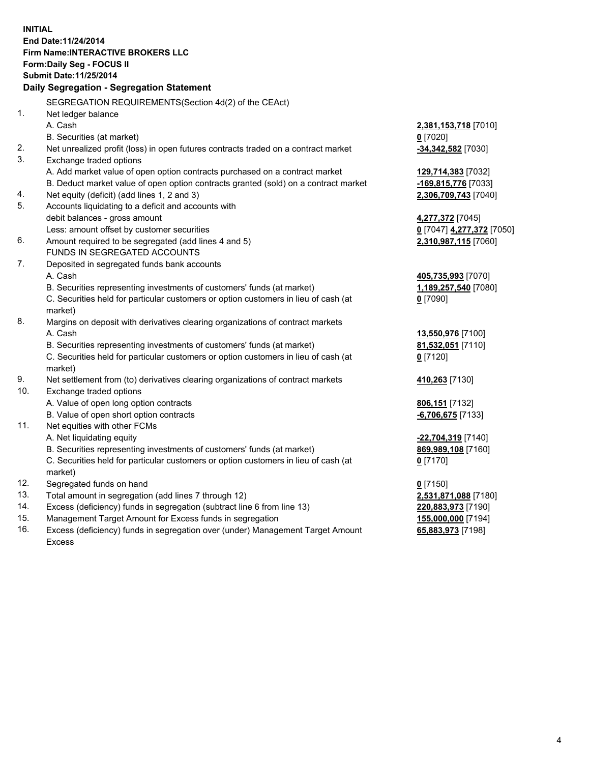**INITIAL**
**End Date:11/24/2014**
**Firm Name:INTERACTIVE BROKERS LLC**
**Form:Daily Seg - FOCUS II**
**Submit Date:11/25/2014**
**Daily Segregation - Segregation Statement**

SEGREGATION REQUIREMENTS(Section 4d(2) of the CEAct)

| | | |
|---|---|---|
| 1. | Net ledger balance | |
| | A. Cash | **2,381,153,718** [7010] |
| | B. Securities (at market) | **0** [7020] |
| 2. | Net unrealized profit (loss) in open futures contracts traded on a contract market | **-34,342,582** [7030] |
| 3. | Exchange traded options | |
| | A. Add market value of open option contracts purchased on a contract market | **129,714,383** [7032] |
| | B. Deduct market value of open option contracts granted (sold) on a contract market | **-169,815,776** [7033] |
| 4. | Net equity (deficit) (add lines 1, 2 and 3) | **2,306,709,743** [7040] |
| 5. | Accounts liquidating to a deficit and accounts with debit balances - gross amount | **4,277,372** [7045] |
| | Less: amount offset by customer securities | **0** [7047] **4,277,372** [7050] |
| 6. | Amount required to be segregated (add lines 4 and 5) | **2,310,987,115** [7060] |
| | FUNDS IN SEGREGATED ACCOUNTS | |
| 7. | Deposited in segregated funds bank accounts | |
| | A. Cash | **405,735,993** [7070] |
| | B. Securities representing investments of customers' funds (at market) | **1,189,257,540** [7080] |
| | C. Securities held for particular customers or option customers in lieu of cash (at market) | **0** [7090] |
| 8. | Margins on deposit with derivatives clearing organizations of contract markets | |
| | A. Cash | **13,550,976** [7100] |
| | B. Securities representing investments of customers' funds (at market) | **81,532,051** [7110] |
| | C. Securities held for particular customers or option customers in lieu of cash (at market) | **0** [7120] |
| 9. | Net settlement from (to) derivatives clearing organizations of contract markets | **410,263** [7130] |
| 10. | Exchange traded options | |
| | A. Value of open long option contracts | **806,151** [7132] |
| | B. Value of open short option contracts | **-6,706,675** [7133] |
| 11. | Net equities with other FCMs | |
| | A. Net liquidating equity | **-22,704,319** [7140] |
| | B. Securities representing investments of customers' funds (at market) | **869,989,108** [7160] |
| | C. Securities held for particular customers or option customers in lieu of cash (at market) | **0** [7170] |
| 12. | Segregated funds on hand | **0** [7150] |
| 13. | Total amount in segregation (add lines 7 through 12) | **2,531,871,088** [7180] |
| 14. | Excess (deficiency) funds in segregation (subtract line 6 from line 13) | **220,883,973** [7190] |
| 15. | Management Target Amount for Excess funds in segregation | **155,000,000** [7194] |
| 16. | Excess (deficiency) funds in segregation over (under) Management Target Amount Excess | **65,883,973** [7198] |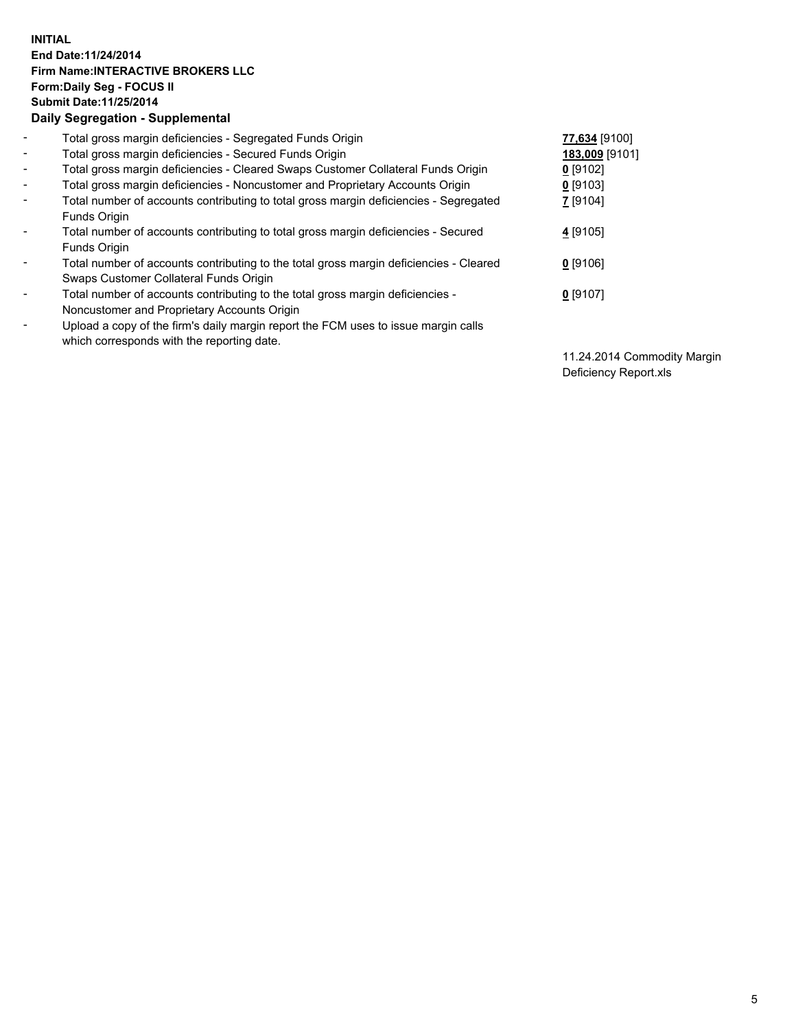**INITIAL**
**End Date:11/24/2014**
**Firm Name:INTERACTIVE BROKERS LLC**
**Form:Daily Seg - FOCUS II**
**Submit Date:11/25/2014**
**Daily Segregation - Supplemental**

| | | |
|---|---|---|
| - | Total gross margin deficiencies - Segregated Funds Origin | **77,634** [9100] |
| - | Total gross margin deficiencies - Secured Funds Origin | **183,009** [9101] |
| - | Total gross margin deficiencies - Cleared Swaps Customer Collateral Funds Origin | **0** [9102] |
| - | Total gross margin deficiencies - Noncustomer and Proprietary Accounts Origin | **0** [9103] |
| - | Total number of accounts contributing to total gross margin deficiencies - Segregated Funds Origin | **7** [9104] |
| - | Total number of accounts contributing to total gross margin deficiencies - Secured Funds Origin | **4** [9105] |
| - | Total number of accounts contributing to the total gross margin deficiencies - Cleared Swaps Customer Collateral Funds Origin | **0** [9106] |
| - | Total number of accounts contributing to the total gross margin deficiencies - Noncustomer and Proprietary Accounts Origin | **0** [9107] |
| - | Upload a copy of the firm's daily margin report the FCM uses to issue margin calls which corresponds with the reporting date. | 11.24.2014 Commodity Margin Deficiency Report.xls |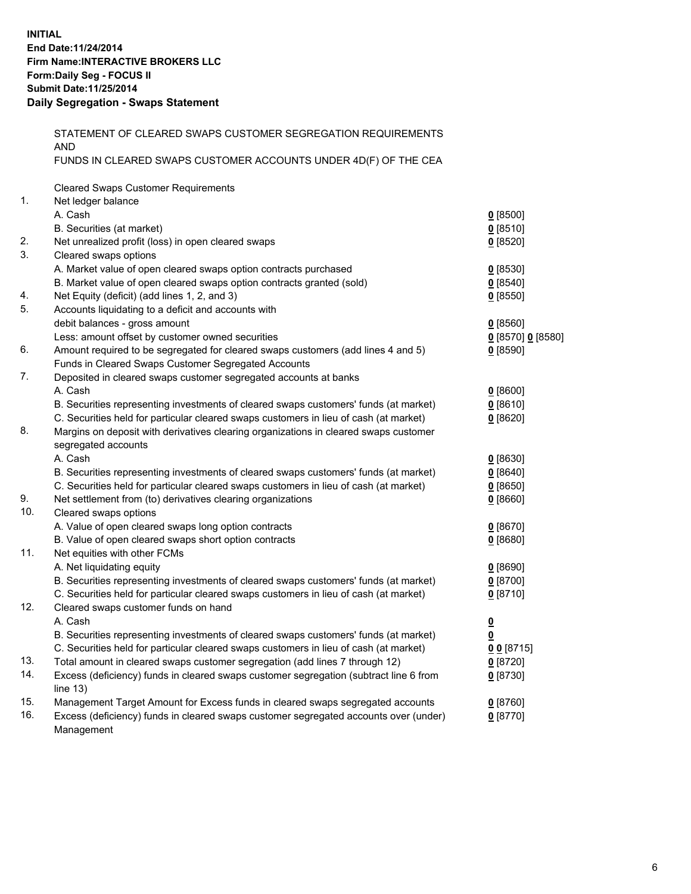**INITIAL**
**End Date:11/24/2014**
**Firm Name:INTERACTIVE BROKERS LLC**
**Form:Daily Seg - FOCUS II**
**Submit Date:11/25/2014**
**Daily Segregation - Swaps Statement**

STATEMENT OF CLEARED SWAPS CUSTOMER SEGREGATION REQUIREMENTS AND FUNDS IN CLEARED SWAPS CUSTOMER ACCOUNTS UNDER 4D(F) OF THE CEA

| | | |
|---|---|---|
| | Cleared Swaps Customer Requirements | |
| 1. | Net ledger balance | |
| | A. Cash | 0 [8500] |
| | B. Securities (at market) | 0 [8510] |
| 2. | Net unrealized profit (loss) in open cleared swaps | 0 [8520] |
| 3. | Cleared swaps options | |
| | A. Market value of open cleared swaps option contracts purchased | 0 [8530] |
| | B. Market value of open cleared swaps option contracts granted (sold) | 0 [8540] |
| 4. | Net Equity (deficit) (add lines 1, 2, and 3) | 0 [8550] |
| 5. | Accounts liquidating to a deficit and accounts with debit balances - gross amount | 0 [8560] |
| | Less: amount offset by customer owned securities | 0 [8570] 0 [8580] |
| 6. | Amount required to be segregated for cleared swaps customers (add lines 4 and 5) | 0 [8590] |
| | Funds in Cleared Swaps Customer Segregated Accounts | |
| 7. | Deposited in cleared swaps customer segregated accounts at banks | |
| | A. Cash | 0 [8600] |
| | B. Securities representing investments of cleared swaps customers' funds (at market) | 0 [8610] |
| | C. Securities held for particular cleared swaps customers in lieu of cash (at market) | 0 [8620] |
| 8. | Margins on deposit with derivatives clearing organizations in cleared swaps customer segregated accounts | |
| | A. Cash | 0 [8630] |
| | B. Securities representing investments of cleared swaps customers' funds (at market) | 0 [8640] |
| | C. Securities held for particular cleared swaps customers in lieu of cash (at market) | 0 [8650] |
| 9. | Net settlement from (to) derivatives clearing organizations | 0 [8660] |
| 10. | Cleared swaps options | |
| | A. Value of open cleared swaps long option contracts | 0 [8670] |
| | B. Value of open cleared swaps short option contracts | 0 [8680] |
| 11. | Net equities with other FCMs | |
| | A. Net liquidating equity | 0 [8690] |
| | B. Securities representing investments of cleared swaps customers' funds (at market) | 0 [8700] |
| | C. Securities held for particular cleared swaps customers in lieu of cash (at market) | 0 [8710] |
| 12. | Cleared swaps customer funds on hand | |
| | A. Cash | 0 |
| | B. Securities representing investments of cleared swaps customers' funds (at market) | 0 |
| | C. Securities held for particular cleared swaps customers in lieu of cash (at market) | 0 0 [8715] |
| 13. | Total amount in cleared swaps customer segregation (add lines 7 through 12) | 0 [8720] |
| 14. | Excess (deficiency) funds in cleared swaps customer segregation (subtract line 6 from line 13) | 0 [8730] |
| 15. | Management Target Amount for Excess funds in cleared swaps segregated accounts | 0 [8760] |
| 16. | Excess (deficiency) funds in cleared swaps customer segregated accounts over (under) Management | 0 [8770] |